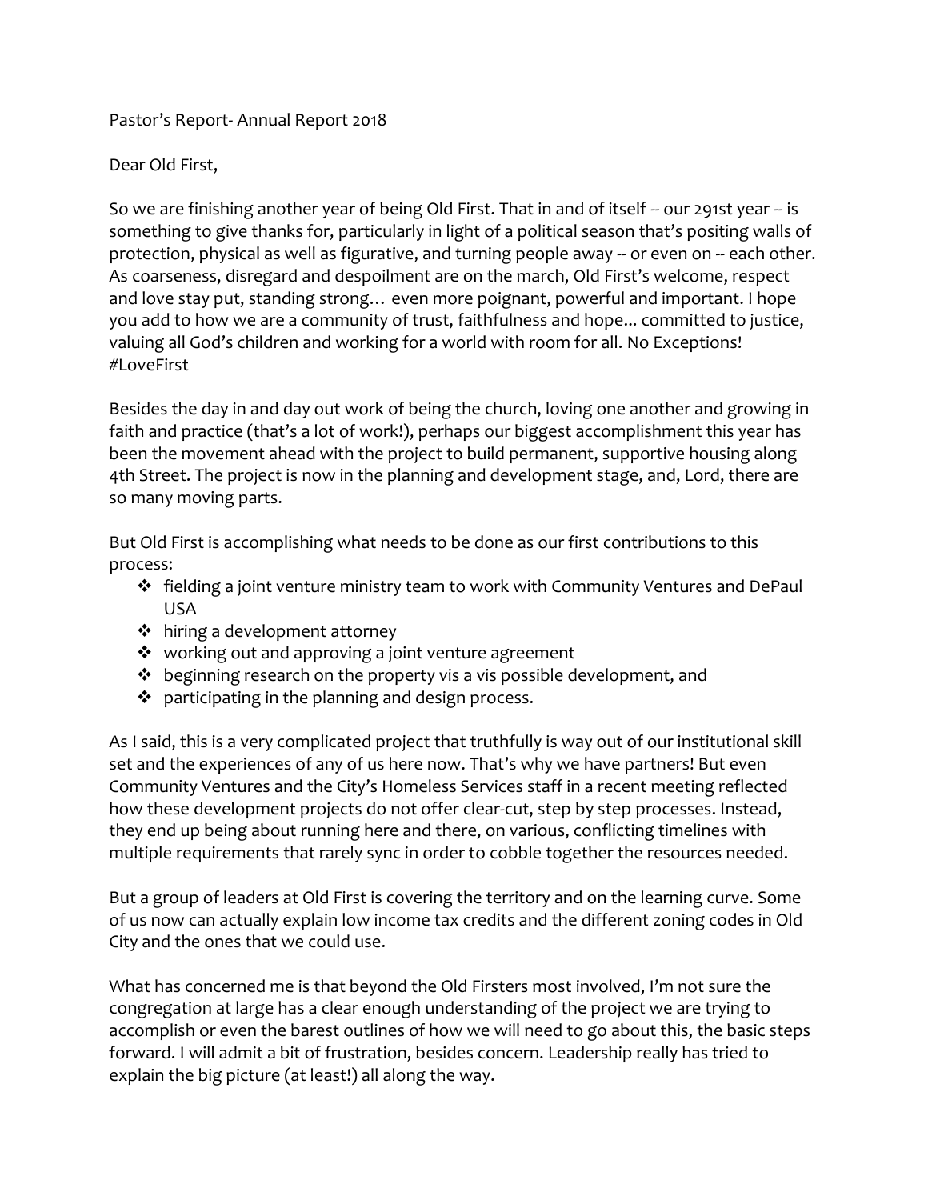Pastor's Report- Annual Report 2018

Dear Old First,

So we are finishing another year of being Old First. That in and of itself -- our 291st year -- is something to give thanks for, particularly in light of a political season that's positing walls of protection, physical as well as figurative, and turning people away -- or even on -- each other. As coarseness, disregard and despoilment are on the march, Old First's welcome, respect and love stay put, standing strong… even more poignant, powerful and important. I hope you add to how we are a community of trust, faithfulness and hope... committed to justice, valuing all God's children and working for a world with room for all. No Exceptions! #LoveFirst

Besides the day in and day out work of being the church, loving one another and growing in faith and practice (that's a lot of work!), perhaps our biggest accomplishment this year has been the movement ahead with the project to build permanent, supportive housing along 4th Street. The project is now in the planning and development stage, and, Lord, there are so many moving parts.

But Old First is accomplishing what needs to be done as our first contributions to this process:

- fielding a joint venture ministry team to work with Community Ventures and DePaul USA
- hiring a development attorney
- working out and approving a joint venture agreement
- beginning research on the property vis a vis possible development, and
- participating in the planning and design process.

As I said, this is a very complicated project that truthfully is way out of our institutional skill set and the experiences of any of us here now. That's why we have partners! But even Community Ventures and the City's Homeless Services staff in a recent meeting reflected how these development projects do not offer clear-cut, step by step processes. Instead, they end up being about running here and there, on various, conflicting timelines with multiple requirements that rarely sync in order to cobble together the resources needed.

But a group of leaders at Old First is covering the territory and on the learning curve. Some of us now can actually explain low income tax credits and the different zoning codes in Old City and the ones that we could use.

What has concerned me is that beyond the Old Firsters most involved, I'm not sure the congregation at large has a clear enough understanding of the project we are trying to accomplish or even the barest outlines of how we will need to go about this, the basic steps forward. I will admit a bit of frustration, besides concern. Leadership really has tried to explain the big picture (at least!) all along the way.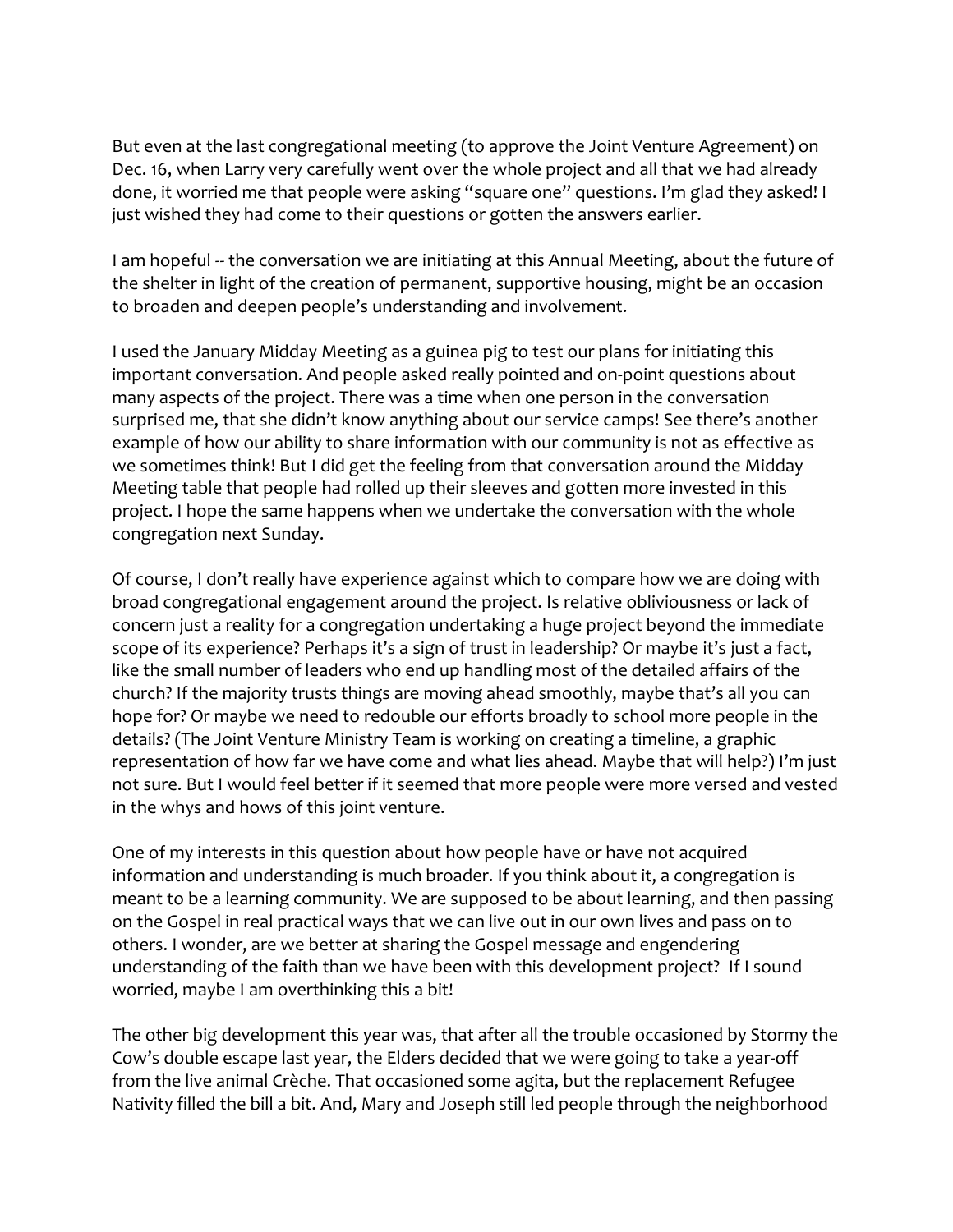But even at the last congregational meeting (to approve the Joint Venture Agreement) on Dec. 16, when Larry very carefully went over the whole project and all that we had already done, it worried me that people were asking "square one" questions. I'm glad they asked! I just wished they had come to their questions or gotten the answers earlier.

I am hopeful -- the conversation we are initiating at this Annual Meeting, about the future of the shelter in light of the creation of permanent, supportive housing, might be an occasion to broaden and deepen people's understanding and involvement.

I used the January Midday Meeting as a guinea pig to test our plans for initiating this important conversation. And people asked really pointed and on-point questions about many aspects of the project. There was a time when one person in the conversation surprised me, that she didn't know anything about our service camps! See there's another example of how our ability to share information with our community is not as effective as we sometimes think! But I did get the feeling from that conversation around the Midday Meeting table that people had rolled up their sleeves and gotten more invested in this project. I hope the same happens when we undertake the conversation with the whole congregation next Sunday.

Of course, I don't really have experience against which to compare how we are doing with broad congregational engagement around the project. Is relative obliviousness or lack of concern just a reality for a congregation undertaking a huge project beyond the immediate scope of its experience? Perhaps it's a sign of trust in leadership? Or maybe it's just a fact, like the small number of leaders who end up handling most of the detailed affairs of the church? If the majority trusts things are moving ahead smoothly, maybe that's all you can hope for? Or maybe we need to redouble our efforts broadly to school more people in the details? (The Joint Venture Ministry Team is working on creating a timeline, a graphic representation of how far we have come and what lies ahead. Maybe that will help?) I'm just not sure. But I would feel better if it seemed that more people were more versed and vested in the whys and hows of this joint venture.

One of my interests in this question about how people have or have not acquired information and understanding is much broader. If you think about it, a congregation is meant to be a learning community. We are supposed to be about learning, and then passing on the Gospel in real practical ways that we can live out in our own lives and pass on to others. I wonder, are we better at sharing the Gospel message and engendering understanding of the faith than we have been with this development project? If I sound worried, maybe I am overthinking this a bit!

The other big development this year was, that after all the trouble occasioned by Stormy the Cow's double escape last year, the Elders decided that we were going to take a year-off from the live animal Crèche. That occasioned some agita, but the replacement Refugee Nativity filled the bill a bit. And, Mary and Joseph still led people through the neighborhood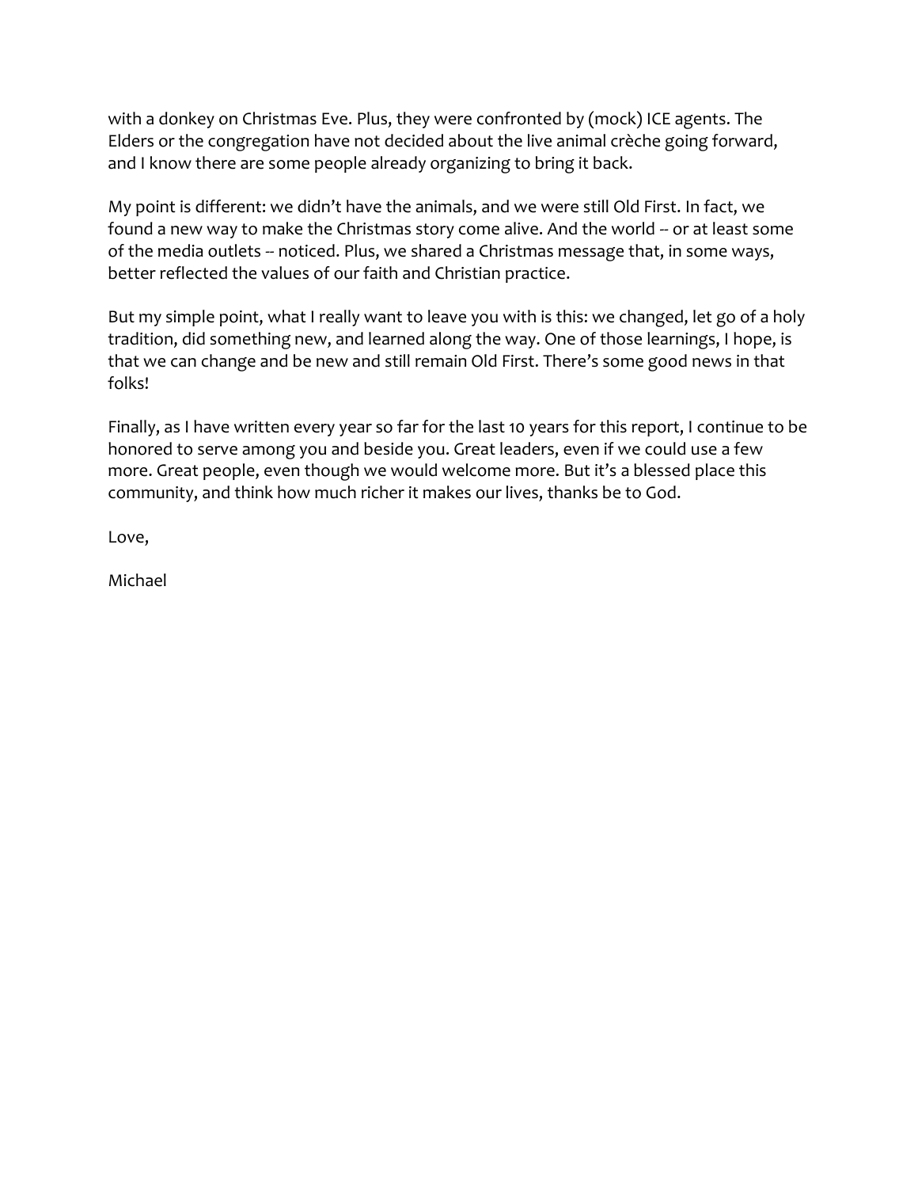with a donkey on Christmas Eve. Plus, they were confronted by (mock) ICE agents. The Elders or the congregation have not decided about the live animal crèche going forward, and I know there are some people already organizing to bring it back.

My point is different: we didn't have the animals, and we were still Old First. In fact, we found a new way to make the Christmas story come alive. And the world -- or at least some of the media outlets -- noticed. Plus, we shared a Christmas message that, in some ways, better reflected the values of our faith and Christian practice.

But my simple point, what I really want to leave you with is this: we changed, let go of a holy tradition, did something new, and learned along the way. One of those learnings, I hope, is that we can change and be new and still remain Old First. There's some good news in that folks!

Finally, as I have written every year so far for the last 10 years for this report, I continue to be honored to serve among you and beside you. Great leaders, even if we could use a few more. Great people, even though we would welcome more. But it's a blessed place this community, and think how much richer it makes our lives, thanks be to God.

Love,

Michael